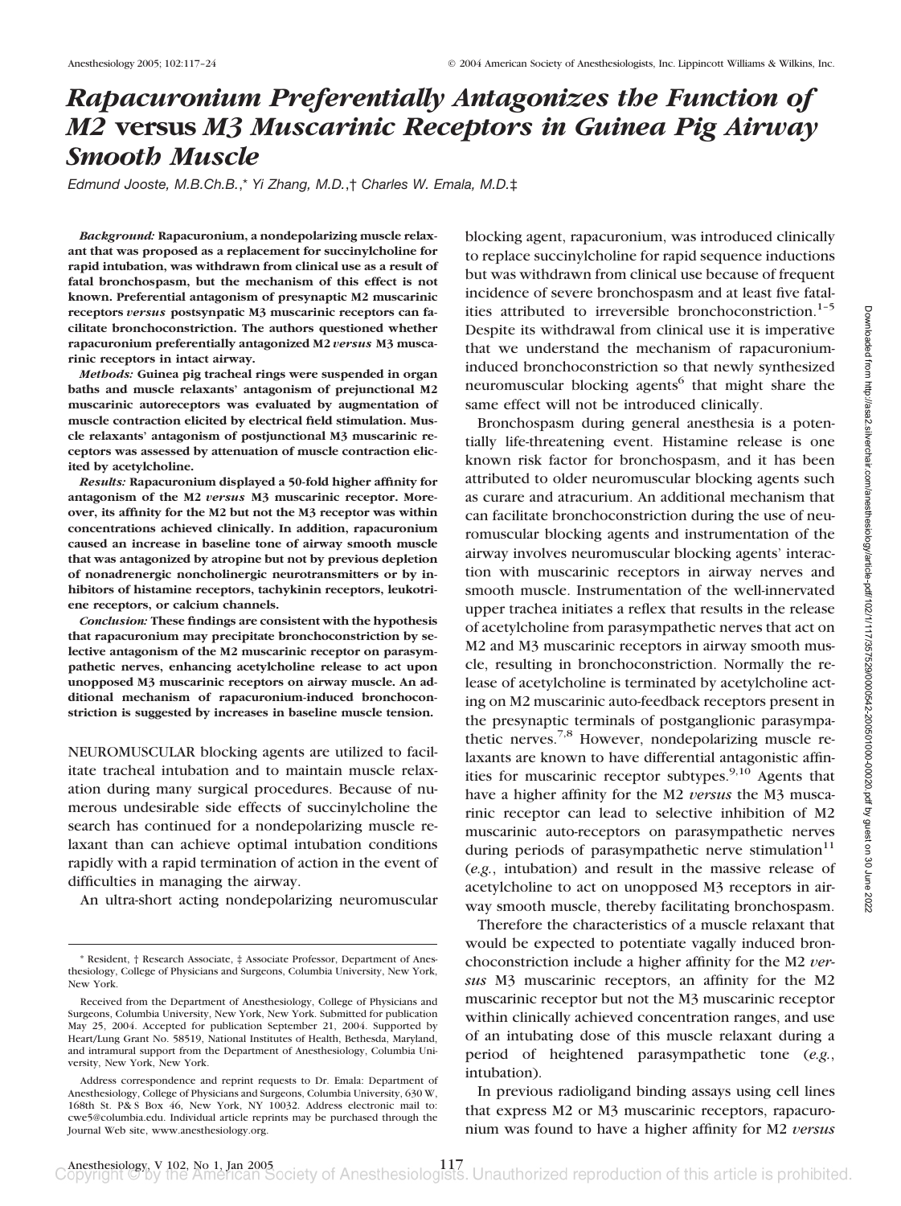# *Rapacuronium Preferentially Antagonizes the Function of M2* versus *M3 Muscarinic Receptors in Guinea Pig Airway Smooth Muscle*

*Edmund Jooste, M.B.Ch.B.,\* Yi Zhang, M.D.,† Charles W. Emala, M.D.‡*

***Background:*** **Rapacuronium, a nondepolarizing muscle relaxant that was proposed as a replacement for succinylcholine for rapid intubation, was withdrawn from clinical use as a result of fatal bronchospasm, but the mechanism of this effect is not known. Preferential antagonism of presynaptic M2 muscarinic receptors *versus* postsynpatic M3 muscarinic receptors can facilitate bronchoconstriction. The authors questioned whether rapacuronium preferentially antagonized M2 *versus* M3 muscarinic receptors in intact airway.**

***Methods:*** **Guinea pig tracheal rings were suspended in organ baths and muscle relaxants' antagonism of prejunctional M2 muscarinic autoreceptors was evaluated by augmentation of muscle contraction elicited by electrical field stimulation. Muscle relaxants' antagonism of postjunctional M3 muscarinic receptors was assessed by attenuation of muscle contraction elicited by acetylcholine.**

***Results:*** **Rapacuronium displayed a 50-fold higher affinity for antagonism of the M2 *versus* M3 muscarinic receptor. Moreover, its affinity for the M2 but not the M3 receptor was within concentrations achieved clinically. In addition, rapacuronium caused an increase in baseline tone of airway smooth muscle that was antagonized by atropine but not by previous depletion of nonadrenergic noncholinergic neurotransmitters or by inhibitors of histamine receptors, tachykinin receptors, leukotriene receptors, or calcium channels.**

***Conclusion:*** **These findings are consistent with the hypothesis that rapacuronium may precipitate bronchoconstriction by selective antagonism of the M2 muscarinic receptor on parasympathetic nerves, enhancing acetylcholine release to act upon unopposed M3 muscarinic receptors on airway muscle. An additional mechanism of rapacuronium-induced bronchoconstriction is suggested by increases in baseline muscle tension.**

NEUROMUSCULAR blocking agents are utilized to facilitate tracheal intubation and to maintain muscle relaxation during many surgical procedures. Because of numerous undesirable side effects of succinylcholine the search has continued for a nondepolarizing muscle relaxant than can achieve optimal intubation conditions rapidly with a rapid termination of action in the event of difficulties in managing the airway.

An ultra-short acting nondepolarizing neuromuscular blocking agent, rapacuronium, was introduced clinically to replace succinylcholine for rapid sequence inductions but was withdrawn from clinical use because of frequent incidence of severe bronchospasm and at least five fatalities attributed to irreversible bronchoconstriction.[1–5] Despite its withdrawal from clinical use it is imperative that we understand the mechanism of rapacuronium-induced bronchoconstriction so that newly synthesized neuromuscular blocking agents[6] that might share the same effect will not be introduced clinically.

Bronchospasm during general anesthesia is a potentially life-threatening event. Histamine release is one known risk factor for bronchospasm, and it has been attributed to older neuromuscular blocking agents such as curare and atracurium. An additional mechanism that can facilitate bronchoconstriction during the use of neuromuscular blocking agents and instrumentation of the airway involves neuromuscular blocking agents' interaction with muscarinic receptors in airway nerves and smooth muscle. Instrumentation of the well-innervated upper trachea initiates a reflex that results in the release of acetylcholine from parasympathetic nerves that act on M2 and M3 muscarinic receptors in airway smooth muscle, resulting in bronchoconstriction. Normally the release of acetylcholine is terminated by acetylcholine acting on M2 muscarinic auto-feedback receptors present in the presynaptic terminals of postganglionic parasympathetic nerves.[7,8] However, nondepolarizing muscle relaxants are known to have differential antagonistic affinities for muscarinic receptor subtypes.[9,10] Agents that have a higher affinity for the M2 *versus* the M3 muscarinic receptor can lead to selective inhibition of M2 muscarinic auto-receptors on parasympathetic nerves during periods of parasympathetic nerve stimulation[11] (*e.g.*, intubation) and result in the massive release of acetylcholine to act on unopposed M3 receptors in airway smooth muscle, thereby facilitating bronchospasm.

Therefore the characteristics of a muscle relaxant that would be expected to potentiate vagally induced bronchoconstriction include a higher affinity for the M2 *versus* M3 muscarinic receptors, an affinity for the M2 muscarinic receptor but not the M3 muscarinic receptor within clinically achieved concentration ranges, and use of an intubating dose of this muscle relaxant during a period of heightened parasympathetic tone (*e.g.*, intubation).

In previous radioligand binding assays using cell lines that express M2 or M3 muscarinic receptors, rapacuronium was found to have a higher affinity for M2 *versus*

---

\* Resident, † Research Associate, ‡ Associate Professor, Department of Anesthesiology, College of Physicians and Surgeons, Columbia University, New York, New York.

Received from the Department of Anesthesiology, College of Physicians and Surgeons, Columbia University, New York, New York. Submitted for publication May 25, 2004. Accepted for publication September 21, 2004. Supported by Heart/Lung Grant No. 58519, National Institutes of Health, Bethesda, Maryland, and intramural support from the Department of Anesthesiology, Columbia University, New York, New York.

Address correspondence and reprint requests to Dr. Emala: Department of Anesthesiology, College of Physicians and Surgeons, Columbia University, 630 W, 168th St. P&S Box 46, New York, NY 10032. Address electronic mail to: cwe5@columbia.edu. Individual article reprints may be purchased through the Journal Web site, www.anesthesiology.org.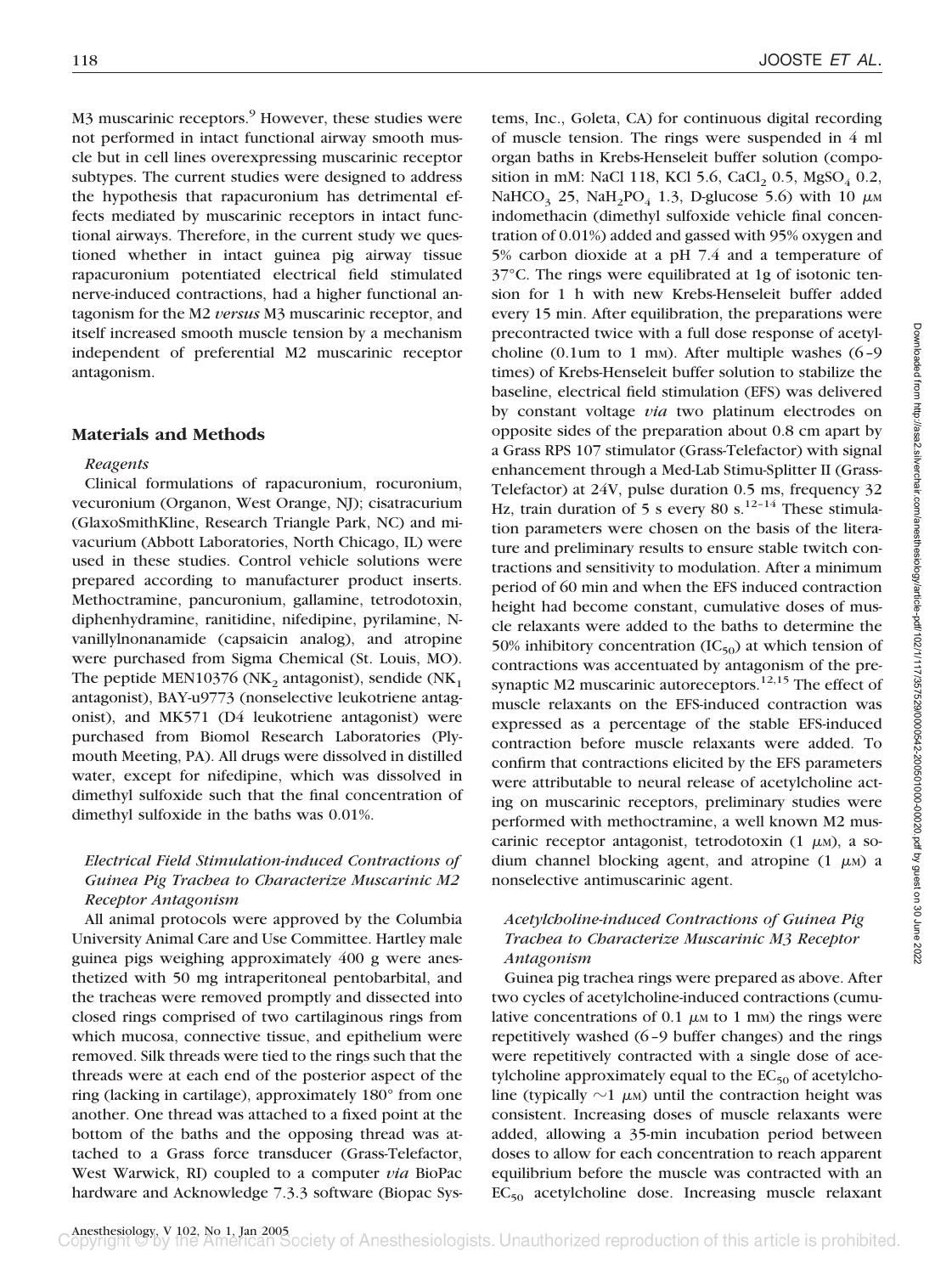M3 muscarinic receptors.[9] However, these studies were not performed in intact functional airway smooth muscle but in cell lines overexpressing muscarinic receptor subtypes. The current studies were designed to address the hypothesis that rapacuronium has detrimental effects mediated by muscarinic receptors in intact functional airways. Therefore, in the current study we questioned whether in intact guinea pig airway tissue rapacuronium potentiated electrical field stimulated nerve-induced contractions, had a higher functional antagonism for the M2 *versus* M3 muscarinic receptor, and itself increased smooth muscle tension by a mechanism independent of preferential M2 muscarinic receptor antagonism.

## Materials and Methods

### *Reagents*

Clinical formulations of rapacuronium, rocuronium, vecuronium (Organon, West Orange, NJ); cisatracurium (GlaxoSmithKline, Research Triangle Park, NC) and mivacurium (Abbott Laboratories, North Chicago, IL) were used in these studies. Control vehicle solutions were prepared according to manufacturer product inserts. Methoctramine, pancuronium, gallamine, tetrodotoxin, diphenhydramine, ranitidine, nifedipine, pyrilamine, N-vanillylnonanamide (capsaicin analog), and atropine were purchased from Sigma Chemical (St. Louis, MO). The peptide MEN10376 ($NK_2$ antagonist), sendide ($NK_1$ antagonist), BAY-u9773 (nonselective leukotriene antagonist), and MK571 (D4 leukotriene antagonist) were purchased from Biomol Research Laboratories (Plymouth Meeting, PA). All drugs were dissolved in distilled water, except for nifedipine, which was dissolved in dimethyl sulfoxide such that the final concentration of dimethyl sulfoxide in the baths was 0.01%.

### *Electrical Field Stimulation-induced Contractions of Guinea Pig Trachea to Characterize Muscarinic M2 Receptor Antagonism*

All animal protocols were approved by the Columbia University Animal Care and Use Committee. Hartley male guinea pigs weighing approximately 400 g were anesthetized with 50 mg intraperitoneal pentobarbital, and the tracheas were removed promptly and dissected into closed rings comprised of two cartilaginous rings from which mucosa, connective tissue, and epithelium were removed. Silk threads were tied to the rings such that the threads were at each end of the posterior aspect of the ring (lacking in cartilage), approximately 180° from one another. One thread was attached to a fixed point at the bottom of the baths and the opposing thread was attached to a Grass force transducer (Grass-Telefactor, West Warwick, RI) coupled to a computer *via* BioPac hardware and Acknowledge 7.3.3 software (Biopac Systems, Inc., Goleta, CA) for continuous digital recording of muscle tension. The rings were suspended in 4 ml organ baths in Krebs-Henseleit buffer solution (composition in mM: NaCl 118, KCl 5.6, $CaCl_2$ 0.5, $MgSO_4$ 0.2, $NaHCO_3$ 25, $NaH_2PO_4$ 1.3, D-glucose 5.6) with 10 μM indomethacin (dimethyl sulfoxide vehicle final concentration of 0.01%) added and gassed with 95% oxygen and 5% carbon dioxide at a pH 7.4 and a temperature of 37°C. The rings were equilibrated at 1g of isotonic tension for 1 h with new Krebs-Henseleit buffer added every 15 min. After equilibration, the preparations were precontracted twice with a full dose response of acetylcholine (0.1um to 1 mM). After multiple washes (6–9 times) of Krebs-Henseleit buffer solution to stabilize the baseline, electrical field stimulation (EFS) was delivered by constant voltage *via* two platinum electrodes on opposite sides of the preparation about 0.8 cm apart by a Grass RPS 107 stimulator (Grass-Telefactor) with signal enhancement through a Med-Lab Stimu-Splitter II (Grass-Telefactor) at 24V, pulse duration 0.5 ms, frequency 32 Hz, train duration of 5 s every 80 s.[12–14] These stimulation parameters were chosen on the basis of the literature and preliminary results to ensure stable twitch contractions and sensitivity to modulation. After a minimum period of 60 min and when the EFS induced contraction height had become constant, cumulative doses of muscle relaxants were added to the baths to determine the 50% inhibitory concentration ($IC_{50}$) at which tension of contractions was accentuated by antagonism of the presynaptic M2 muscarinic autoreceptors.[12,15] The effect of muscle relaxants on the EFS-induced contraction was expressed as a percentage of the stable EFS-induced contraction before muscle relaxants were added. To confirm that contractions elicited by the EFS parameters were attributable to neural release of acetylcholine acting on muscarinic receptors, preliminary studies were performed with methoctramine, a well known M2 muscarinic receptor antagonist, tetrodotoxin (1 μM), a sodium channel blocking agent, and atropine (1 μM) a nonselective antimuscarinic agent.

### *Acetylcholine-induced Contractions of Guinea Pig Trachea to Characterize Muscarinic M3 Receptor Antagonism*

Guinea pig trachea rings were prepared as above. After two cycles of acetylcholine-induced contractions (cumulative concentrations of 0.1 μM to 1 mM) the rings were repetitively washed (6–9 buffer changes) and the rings were repetitively contracted with a single dose of acetylcholine approximately equal to the $EC_{50}$ of acetylcholine (typically ~1 μM) until the contraction height was consistent. Increasing doses of muscle relaxants were added, allowing a 35-min incubation period between doses to allow for each concentration to reach apparent equilibrium before the muscle was contracted with an $EC_{50}$ acetylcholine dose. Increasing muscle relaxant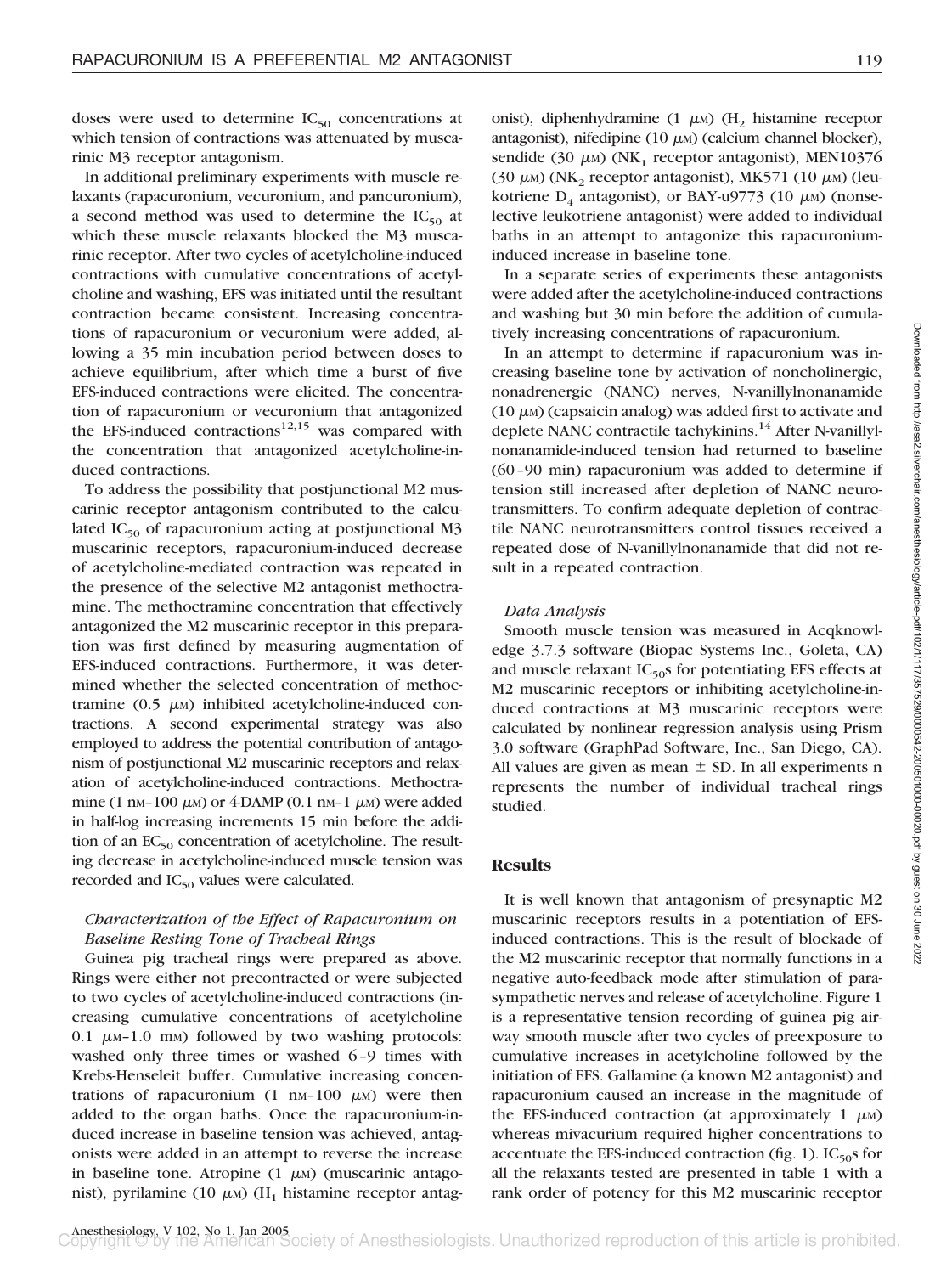doses were used to determine $IC_{50}$ concentrations at which tension of contractions was attenuated by muscarinic M3 receptor antagonism.

In additional preliminary experiments with muscle relaxants (rapacuronium, vecuronium, and pancuronium), a second method was used to determine the $IC_{50}$ at which these muscle relaxants blocked the M3 muscarinic receptor. After two cycles of acetylcholine-induced contractions with cumulative concentrations of acetylcholine and washing, EFS was initiated until the resultant contraction became consistent. Increasing concentrations of rapacuronium or vecuronium were added, allowing a 35 min incubation period between doses to achieve equilibrium, after which time a burst of five EFS-induced contractions were elicited. The concentration of rapacuronium or vecuronium that antagonized the EFS-induced contractions[12,15] was compared with the concentration that antagonized acetylcholine-induced contractions.

To address the possibility that postjunctional M2 muscarinic receptor antagonism contributed to the calculated $IC_{50}$ of rapacuronium acting at postjunctional M3 muscarinic receptors, rapacuronium-induced decrease of acetylcholine-mediated contraction was repeated in the presence of the selective M2 antagonist methoctramine. The methoctramine concentration that effectively antagonized the M2 muscarinic receptor in this preparation was first defined by measuring augmentation of EFS-induced contractions. Furthermore, it was determined whether the selected concentration of methoctramine (0.5 $\mu$M) inhibited acetylcholine-induced contractions. A second experimental strategy was also employed to address the potential contribution of antagonism of postjunctional M2 muscarinic receptors and relaxation of acetylcholine-induced contractions. Methoctramine (1 nM–100 $\mu$M) or 4-DAMP (0.1 nM–1 $\mu$M) were added in half-log increasing increments 15 min before the addition of an $EC_{50}$ concentration of acetylcholine. The resulting decrease in acetylcholine-induced muscle tension was recorded and $IC_{50}$ values were calculated.

### *Characterization of the Effect of Rapacuronium on Baseline Resting Tone of Tracheal Rings*

Guinea pig tracheal rings were prepared as above. Rings were either not precontracted or were subjected to two cycles of acetylcholine-induced contractions (increasing cumulative concentrations of acetylcholine 0.1 $\mu$M–1.0 mM) followed by two washing protocols: washed only three times or washed 6–9 times with Krebs-Henseleit buffer. Cumulative increasing concentrations of rapacuronium (1 nM–100 $\mu$M) were then added to the organ baths. Once the rapacuronium-induced increase in baseline tension was achieved, antagonists were added in an attempt to reverse the increase in baseline tone. Atropine (1 $\mu$M) (muscarinic antagonist), pyrilamine (10 $\mu$M) ($H_1$ histamine receptor antagonist), diphenhydramine (1 $\mu$M) ($H_2$ histamine receptor antagonist), nifedipine (10 $\mu$M) (calcium channel blocker), sendide (30 $\mu$M) ($NK_1$ receptor antagonist), MEN10376 (30 $\mu$M) ($NK_2$ receptor antagonist), MK571 (10 $\mu$M) (leukotriene $D_4$ antagonist), or BAY-u9773 (10 $\mu$M) (nonselective leukotriene antagonist) were added to individual baths in an attempt to antagonize this rapacuronium-induced increase in baseline tone.

In a separate series of experiments these antagonists were added after the acetylcholine-induced contractions and washing but 30 min before the addition of cumulatively increasing concentrations of rapacuronium.

In an attempt to determine if rapacuronium was increasing baseline tone by activation of noncholinergic, nonadrenergic (NANC) nerves, N-vanillylnonanamide (10 $\mu$M) (capsaicin analog) was added first to activate and deplete NANC contractile tachykinins.[14] After N-vanillylnonanamide-induced tension had returned to baseline (60–90 min) rapacuronium was added to determine if tension still increased after depletion of NANC neurotransmitters. To confirm adequate depletion of contractile NANC neurotransmitters control tissues received a repeated dose of N-vanillylnonanamide that did not result in a repeated contraction.

### *Data Analysis*

Smooth muscle tension was measured in Acqknowledge 3.7.3 software (Biopac Systems Inc., Goleta, CA) and muscle relaxant $IC_{50}$s for potentiating EFS effects at M2 muscarinic receptors or inhibiting acetylcholine-induced contractions at M3 muscarinic receptors were calculated by nonlinear regression analysis using Prism 3.0 software (GraphPad Software, Inc., San Diego, CA). All values are given as mean ± SD. In all experiments n represents the number of individual tracheal rings studied.

## Results

It is well known that antagonism of presynaptic M2 muscarinic receptors results in a potentiation of EFS-induced contractions. This is the result of blockade of the M2 muscarinic receptor that normally functions in a negative auto-feedback mode after stimulation of parasympathetic nerves and release of acetylcholine. Figure 1 is a representative tension recording of guinea pig airway smooth muscle after two cycles of preexposure to cumulative increases in acetylcholine followed by the initiation of EFS. Gallamine (a known M2 antagonist) and rapacuronium caused an increase in the magnitude of the EFS-induced contraction (at approximately 1 $\mu$M) whereas mivacurium required higher concentrations to accentuate the EFS-induced contraction (fig. 1). $IC_{50}$s for all the relaxants tested are presented in table 1 with a rank order of potency for this M2 muscarinic receptor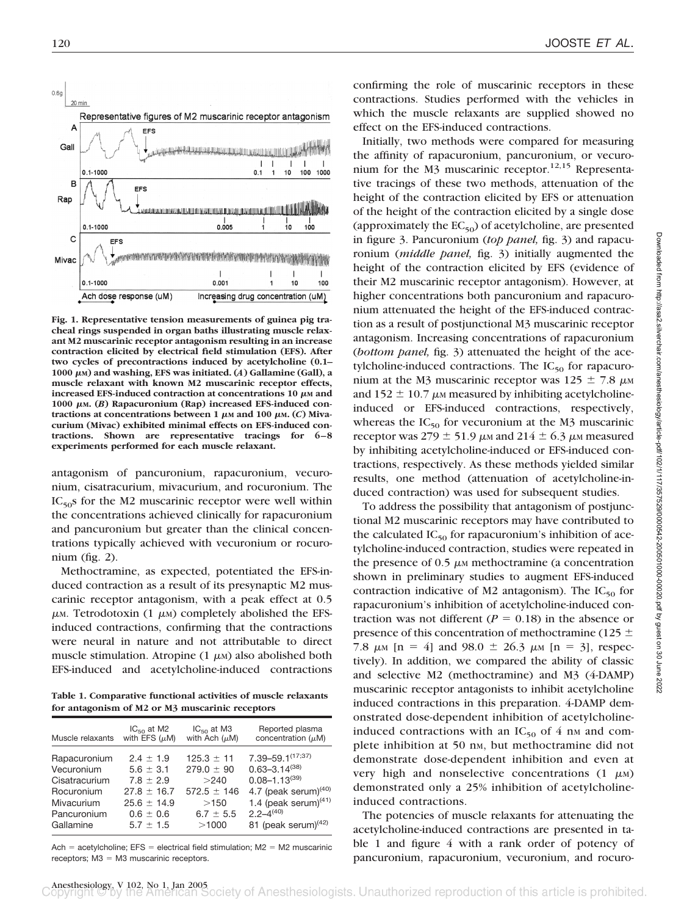Fig. 1. Representative tension measurements of guinea pig tracheal rings suspended in organ baths illustrating muscle relaxant M2 muscarinic receptor antagonism resulting in an increase contraction elicited by electrical field stimulation (EFS). After two cycles of precontractions induced by acetylcholine (0.1–1000 μM) and washing, EFS was initiated. (*A*) Gallamine (Gall), a muscle relaxant with known M2 muscarinic receptor effects, increased EFS-induced contraction at concentrations 10 μM and 1000 μM. (*B*) Rapacuronium (Rap) increased EFS-induced contractions at concentrations between 1 μM and 100 μM. (*C*) Mivacurium (Mivac) exhibited minimal effects on EFS-induced contractions. Shown are representative tracings for 6–8 experiments performed for each muscle relaxant.

antagonism of pancuronium, rapacuronium, vecuronium, cisatracurium, mivacurium, and rocuronium. The $IC_{50}$s for the M2 muscarinic receptor were well within the concentrations achieved clinically for rapacuronium and pancuronium but greater than the clinical concentrations typically achieved with vecuronium or rocuronium (fig. 2).

Methoctramine, as expected, potentiated the EFS-induced contraction as a result of its presynaptic M2 muscarinic receptor antagonism, with a peak effect at 0.5 μM. Tetrodotoxin (1 μM) completely abolished the EFS-induced contractions, confirming that the contractions were neural in nature and not attributable to direct muscle stimulation. Atropine (1 μM) also abolished both EFS-induced and acetylcholine-induced contractions confirming the role of muscarinic receptors in these contractions. Studies performed with the vehicles in which the muscle relaxants are supplied showed no effect on the EFS-induced contractions.

**Table 1. Comparative functional activities of muscle relaxants for antagonism of M2 or M3 muscarinic receptors**

| Muscle relaxants | $IC_{50}$ at M2 with EFS (μM) | $IC_{50}$ at M3 with Ach (μM) | Reported plasma concentration (μM) |
|---|---|---|---|
| Rapacuronium | 2.4 ± 1.9 | 125.3 ± 11 | 7.39–59.1[17;37] |
| Vecuronium | 5.6 ± 3.1 | 279.0 ± 90 | 0.63–3.14[38] |
| Cisatracurium | 7.8 ± 2.9 | >240 | 0.08–1.13[39] |
| Rocuronium | 27.8 ± 16.7 | 572.5 ± 146 | 4.7 (peak serum)[40] |
| Mivacurium | 25.6 ± 14.9 | >150 | 1.4 (peak serum)[41] |
| Pancuronium | 0.6 ± 0.6 | 6.7 ± 5.5 | 2.2–4[40] |
| Gallamine | 5.7 ± 1.5 | >1000 | 81 (peak serum)[42] |

Ach = acetylcholine; EFS = electrical field stimulation; M2 = M2 muscarinic receptors; M3 = M3 muscarinic receptors.

Initially, two methods were compared for measuring the affinity of rapacuronium, pancuronium, or vecuronium for the M3 muscarinic receptor.[12,15] Representative tracings of these two methods, attenuation of the height of the contraction elicited by EFS or attenuation of the height of the contraction elicited by a single dose (approximately the $EC_{50}$) of acetylcholine, are presented in figure 3. Pancuronium (*top panel,* fig. 3) and rapacuronium (*middle panel,* fig. 3) initially augmented the height of the contraction elicited by EFS (evidence of their M2 muscarinic receptor antagonism). However, at higher concentrations both pancuronium and rapacuronium attenuated the height of the EFS-induced contraction as a result of postjunctional M3 muscarinic receptor antagonism. Increasing concentrations of rapacuronium (*bottom panel,* fig. 3) attenuated the height of the acetylcholine-induced contractions. The $IC_{50}$ for rapacuronium at the M3 muscarinic receptor was 125 ± 7.8 μM and 152 ± 10.7 μM measured by inhibiting acetylcholine-induced or EFS-induced contractions, respectively, whereas the $IC_{50}$ for vecuronium at the M3 muscarinic receptor was 279 ± 51.9 μM and 214 ± 6.3 μM measured by inhibiting acetylcholine-induced or EFS-induced contractions, respectively. As these methods yielded similar results, one method (attenuation of acetylcholine-induced contraction) was used for subsequent studies.

To address the possibility that antagonism of postjunctional M2 muscarinic receptors may have contributed to the calculated $IC_{50}$ for rapacuronium's inhibition of acetylcholine-induced contraction, studies were repeated in the presence of 0.5 μM methoctramine (a concentration shown in preliminary studies to augment EFS-induced contraction indicative of M2 antagonism). The $IC_{50}$ for rapacuronium's inhibition of acetylcholine-induced contraction was not different ($P = 0.18$) in the absence or presence of this concentration of methoctramine (125 ± 7.8 μM [n = 4] and 98.0 ± 26.3 μM [n = 3], respectively). In addition, we compared the ability of classic and selective M2 (methoctramine) and M3 (4-DAMP) muscarinic receptor antagonists to inhibit acetylcholine induced contractions in this preparation. 4-DAMP demonstrated dose-dependent inhibition of acetylcholine-induced contractions with an $IC_{50}$ of 4 nM and complete inhibition at 50 nM, but methoctramine did not demonstrate dose-dependent inhibition and even at very high and nonselective concentrations (1 μM) demonstrated only a 25% inhibition of acetylcholine-induced contractions.

The potencies of muscle relaxants for attenuating the acetylcholine-induced contractions are presented in table 1 and figure 4 with a rank order of potency of pancuronium, rapacuronium, vecuronium, and rocuro-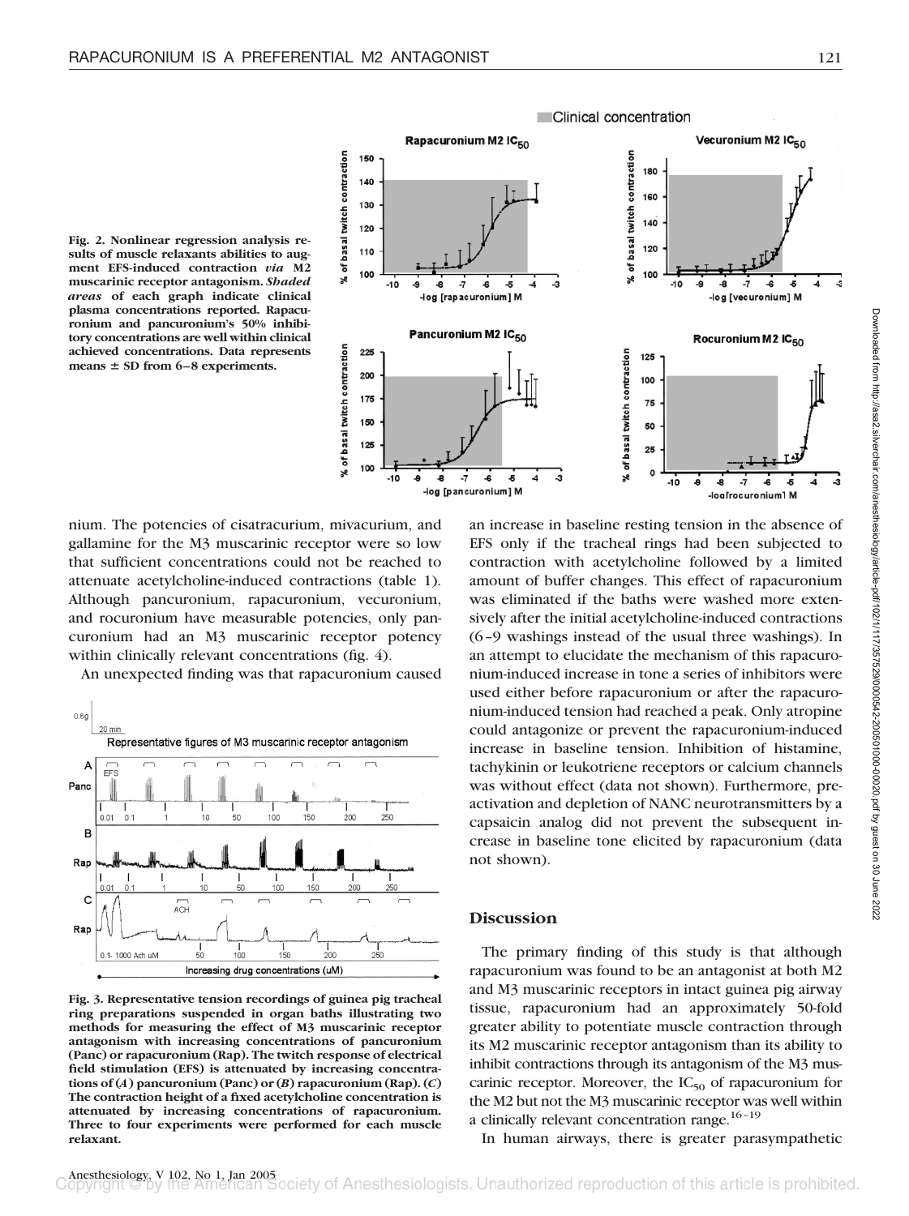Fig. 2. Nonlinear regression analysis results of muscle relaxants abilities to augment EFS-induced contraction *via* M2 muscarinic receptor antagonism. *Shaded areas* of each graph indicate clinical plasma concentrations reported. Rapacuronium and pancuronium's 50% inhibitory concentrations are well within clinical achieved concentrations. Data represents means ± SD from 6–8 experiments.

nium. The potencies of cisatracurium, mivacurium, and gallamine for the M3 muscarinic receptor were so low that sufficient concentrations could not be reached to attenuate acetylcholine-induced contractions (table 1). Although pancuronium, rapacuronium, vecuronium, and rocuronium have measurable potencies, only pancuronium had an M3 muscarinic receptor potency within clinically relevant concentrations (fig. 4).

An unexpected finding was that rapacuronium caused an increase in baseline resting tension in the absence of EFS only if the tracheal rings had been subjected to contraction with acetylcholine followed by a limited amount of buffer changes. This effect of rapacuronium was eliminated if the baths were washed more extensively after the initial acetylcholine-induced contractions (6–9 washings instead of the usual three washings). In an attempt to elucidate the mechanism of this rapacuronium-induced increase in tone a series of inhibitors were used either before rapacuronium or after the rapacuronium-induced tension had reached a peak. Only atropine could antagonize or prevent the rapacuronium-induced increase in baseline tension. Inhibition of histamine, tachykinin or leukotriene receptors or calcium channels was without effect (data not shown). Furthermore, preactivation and depletion of NANC neurotransmitters by a capsaicin analog did not prevent the subsequent increase in baseline tone elicited by rapacuronium (data not shown).

Fig. 3. Representative tension recordings of guinea pig tracheal ring preparations suspended in organ baths illustrating two methods for measuring the effect of M3 muscarinic receptor antagonism with increasing concentrations of pancuronium (Panc) or rapacuronium (Rap). The twitch response of electrical field stimulation (EFS) is attenuated by increasing concentrations of (*A*) pancuronium (Panc) or (*B*) rapacuronium (Rap). (*C*) The contraction height of a fixed acetylcholine concentration is attenuated by increasing concentrations of rapacuronium. Three to four experiments were performed for each muscle relaxant.

## Discussion

The primary finding of this study is that although rapacuronium was found to be an antagonist at both M2 and M3 muscarinic receptors in intact guinea pig airway tissue, rapacuronium had an approximately 50-fold greater ability to potentiate muscle contraction through its M2 muscarinic receptor antagonism than its ability to inhibit contractions through its antagonism of the M3 muscarinic receptor. Moreover, the $IC_{50}$ of rapacuronium for the M2 but not the M3 muscarinic receptor was well within a clinically relevant concentration range.[16–19]

In human airways, there is greater parasympathetic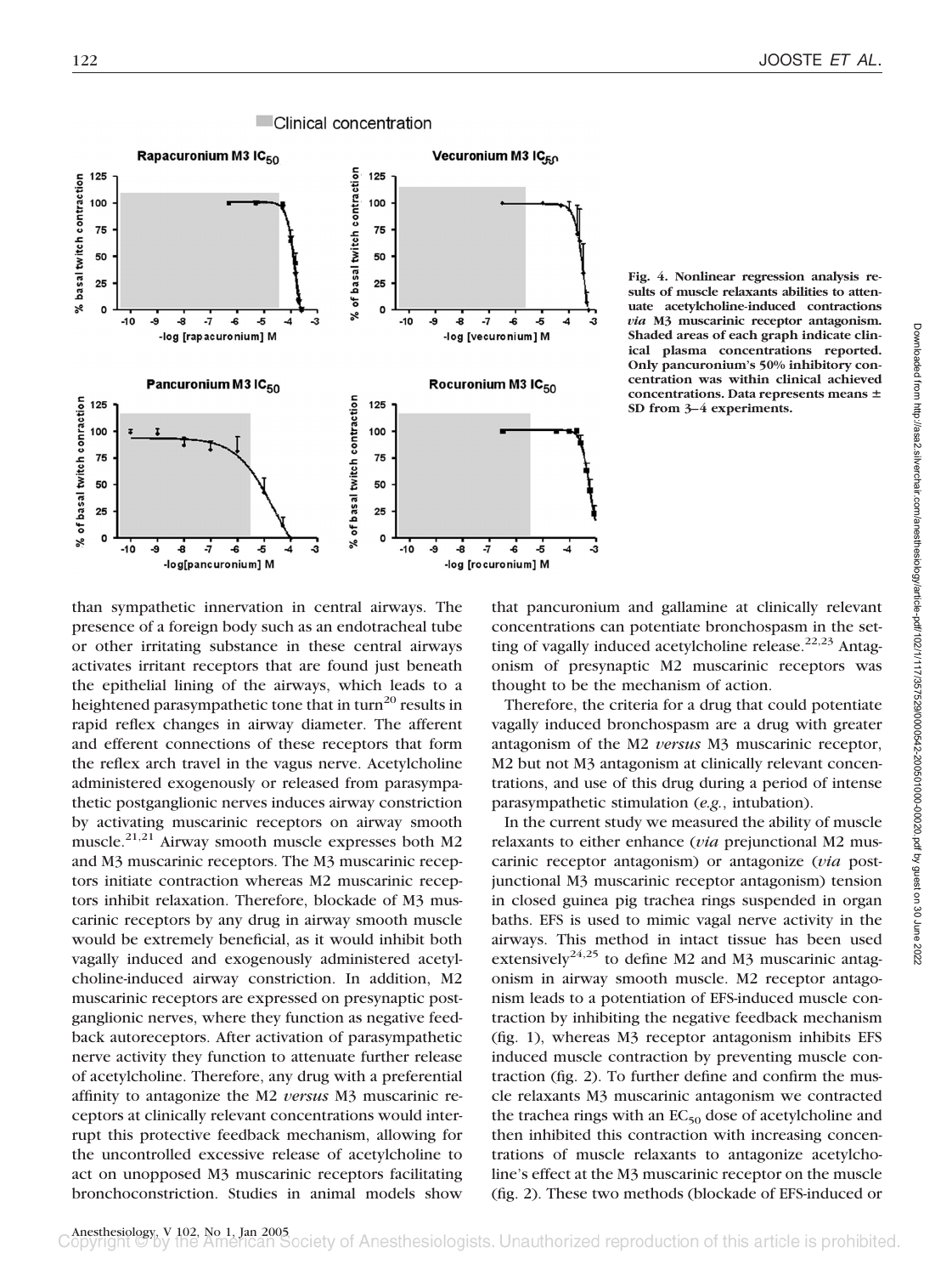Fig. 4. Nonlinear regression analysis results of muscle relaxants abilities to attenuate acetylcholine-induced contractions *via* M3 muscarinic receptor antagonism. Shaded areas of each graph indicate clinical plasma concentrations reported. Only pancuronium's 50% inhibitory concentration was within clinical achieved concentrations. Data represents means ± SD from 3–4 experiments.

than sympathetic innervation in central airways. The presence of a foreign body such as an endotracheal tube or other irritating substance in these central airways activates irritant receptors that are found just beneath the epithelial lining of the airways, which leads to a heightened parasympathetic tone that in turn[20] results in rapid reflex changes in airway diameter. The afferent and efferent connections of these receptors that form the reflex arch travel in the vagus nerve. Acetylcholine administered exogenously or released from parasympathetic postganglionic nerves induces airway constriction by activating muscarinic receptors on airway smooth muscle.[21,21] Airway smooth muscle expresses both M2 and M3 muscarinic receptors. The M3 muscarinic receptors initiate contraction whereas M2 muscarinic receptors inhibit relaxation. Therefore, blockade of M3 muscarinic receptors by any drug in airway smooth muscle would be extremely beneficial, as it would inhibit both vagally induced and exogenously administered acetylcholine-induced airway constriction. In addition, M2 muscarinic receptors are expressed on presynaptic postganglionic nerves, where they function as negative feedback autoreceptors. After activation of parasympathetic nerve activity they function to attenuate further release of acetylcholine. Therefore, any drug with a preferential affinity to antagonize the M2 *versus* M3 muscarinic receptors at clinically relevant concentrations would interrupt this protective feedback mechanism, allowing for the uncontrolled excessive release of acetylcholine to act on unopposed M3 muscarinic receptors facilitating bronchoconstriction. Studies in animal models show that pancuronium and gallamine at clinically relevant concentrations can potentiate bronchospasm in the setting of vagally induced acetylcholine release.[22,23] Antagonism of presynaptic M2 muscarinic receptors was thought to be the mechanism of action.

Therefore, the criteria for a drug that could potentiate vagally induced bronchospasm are a drug with greater antagonism of the M2 *versus* M3 muscarinic receptor, M2 but not M3 antagonism at clinically relevant concentrations, and use of this drug during a period of intense parasympathetic stimulation (*e.g.*, intubation).

In the current study we measured the ability of muscle relaxants to either enhance (*via* prejunctional M2 muscarinic receptor antagonism) or antagonize (*via* postjunctional M3 muscarinic receptor antagonism) tension in closed guinea pig trachea rings suspended in organ baths. EFS is used to mimic vagal nerve activity in the airways. This method in intact tissue has been used extensively[24,25] to define M2 and M3 muscarinic antagonism in airway smooth muscle. M2 receptor antagonism leads to a potentiation of EFS-induced muscle contraction by inhibiting the negative feedback mechanism (fig. 1), whereas M3 receptor antagonism inhibits EFS induced muscle contraction by preventing muscle contraction (fig. 2). To further define and confirm the muscle relaxants M3 muscarinic antagonism we contracted the trachea rings with an $EC_{50}$ dose of acetylcholine and then inhibited this contraction with increasing concentrations of muscle relaxants to antagonize acetylcholine's effect at the M3 muscarinic receptor on the muscle (fig. 2). These two methods (blockade of EFS-induced or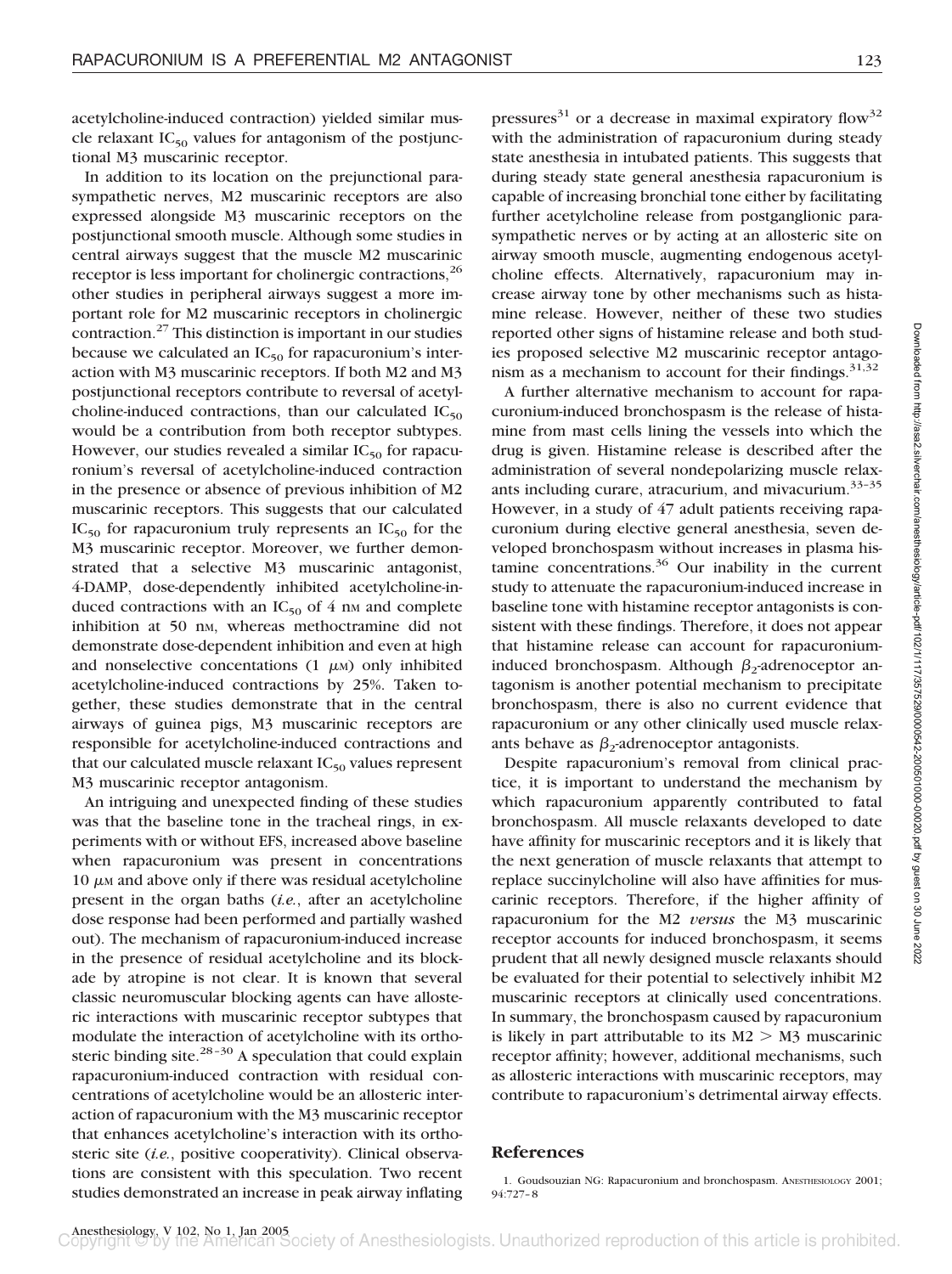acetylcholine-induced contraction) yielded similar muscle relaxant $IC_{50}$ values for antagonism of the postjunctional M3 muscarinic receptor.

In addition to its location on the prejunctional parasympathetic nerves, M2 muscarinic receptors are also expressed alongside M3 muscarinic receptors on the postjunctional smooth muscle. Although some studies in central airways suggest that the muscle M2 muscarinic receptor is less important for cholinergic contractions,[26] other studies in peripheral airways suggest a more important role for M2 muscarinic receptors in cholinergic contraction.[27] This distinction is important in our studies because we calculated an $IC_{50}$ for rapacuronium's interaction with M3 muscarinic receptors. If both M2 and M3 postjunctional receptors contribute to reversal of acetylcholine-induced contractions, than our calculated $IC_{50}$ would be a contribution from both receptor subtypes. However, our studies revealed a similar $IC_{50}$ for rapacuronium's reversal of acetylcholine-induced contraction in the presence or absence of previous inhibition of M2 muscarinic receptors. This suggests that our calculated $IC_{50}$ for rapacuronium truly represents an $IC_{50}$ for the M3 muscarinic receptor. Moreover, we further demonstrated that a selective M3 muscarinic antagonist, 4-DAMP, dose-dependently inhibited acetylcholine-induced contractions with an $IC_{50}$ of 4 nM and complete inhibition at 50 nM, whereas methoctramine did not demonstrate dose-dependent inhibition and even at high and nonselective concentrations (1 $\mu$M) only inhibited acetylcholine-induced contractions by 25%. Taken together, these studies demonstrate that in the central airways of guinea pigs, M3 muscarinic receptors are responsible for acetylcholine-induced contractions and that our calculated muscle relaxant $IC_{50}$ values represent M3 muscarinic receptor antagonism.

An intriguing and unexpected finding of these studies was that the baseline tone in the tracheal rings, in experiments with or without EFS, increased above baseline when rapacuronium was present in concentrations 10 $\mu$M and above only if there was residual acetylcholine present in the organ baths (*i.e.*, after an acetylcholine dose response had been performed and partially washed out). The mechanism of rapacuronium-induced increase in the presence of residual acetylcholine and its blockade by atropine is not clear. It is known that several classic neuromuscular blocking agents can have allosteric interactions with muscarinic receptor subtypes that modulate the interaction of acetylcholine with its orthosteric binding site.[28–30] A speculation that could explain rapacuronium-induced contraction with residual concentrations of acetylcholine would be an allosteric interaction of rapacuronium with the M3 muscarinic receptor that enhances acetylcholine's interaction with its orthosteric site (*i.e.*, positive cooperativity). Clinical observations are consistent with this speculation. Two recent studies demonstrated an increase in peak airway inflating pressures[31] or a decrease in maximal expiratory flow[32] with the administration of rapacuronium during steady state anesthesia in intubated patients. This suggests that during steady state general anesthesia rapacuronium is capable of increasing bronchial tone either by facilitating further acetylcholine release from postganglionic parasympathetic nerves or by acting at an allosteric site on airway smooth muscle, augmenting endogenous acetylcholine effects. Alternatively, rapacuronium may increase airway tone by other mechanisms such as histamine release. However, neither of these two studies reported other signs of histamine release and both studies proposed selective M2 muscarinic receptor antagonism as a mechanism to account for their findings.[31,32]

A further alternative mechanism to account for rapacuronium-induced bronchospasm is the release of histamine from mast cells lining the vessels into which the drug is given. Histamine release is described after the administration of several nondepolarizing muscle relaxants including curare, atracurium, and mivacurium.[33–35] However, in a study of 47 adult patients receiving rapacuronium during elective general anesthesia, seven developed bronchospasm without increases in plasma histamine concentrations.[36] Our inability in the current study to attenuate the rapacuronium-induced increase in baseline tone with histamine receptor antagonists is consistent with these findings. Therefore, it does not appear that histamine release can account for rapacuronium-induced bronchospasm. Although $\beta_2$-adrenoceptor antagonism is another potential mechanism to precipitate bronchospasm, there is also no current evidence that rapacuronium or any other clinically used muscle relaxants behave as $\beta_2$-adrenoceptor antagonists.

Despite rapacuronium's removal from clinical practice, it is important to understand the mechanism by which rapacuronium apparently contributed to fatal bronchospasm. All muscle relaxants developed to date have affinity for muscarinic receptors and it is likely that the next generation of muscle relaxants that attempt to replace succinylcholine will also have affinities for muscarinic receptors. Therefore, if the higher affinity of rapacuronium for the M2 *versus* the M3 muscarinic receptor accounts for induced bronchospasm, it seems prudent that all newly designed muscle relaxants should be evaluated for their potential to selectively inhibit M2 muscarinic receptors at clinically used concentrations. In summary, the bronchospasm caused by rapacuronium is likely in part attributable to its M2 > M3 muscarinic receptor affinity; however, additional mechanisms, such as allosteric interactions with muscarinic receptors, may contribute to rapacuronium's detrimental airway effects.

## References

1. Goudsouzian NG: Rapacuronium and bronchospasm. ANESTHESIOLOGY 2001; 94:727–8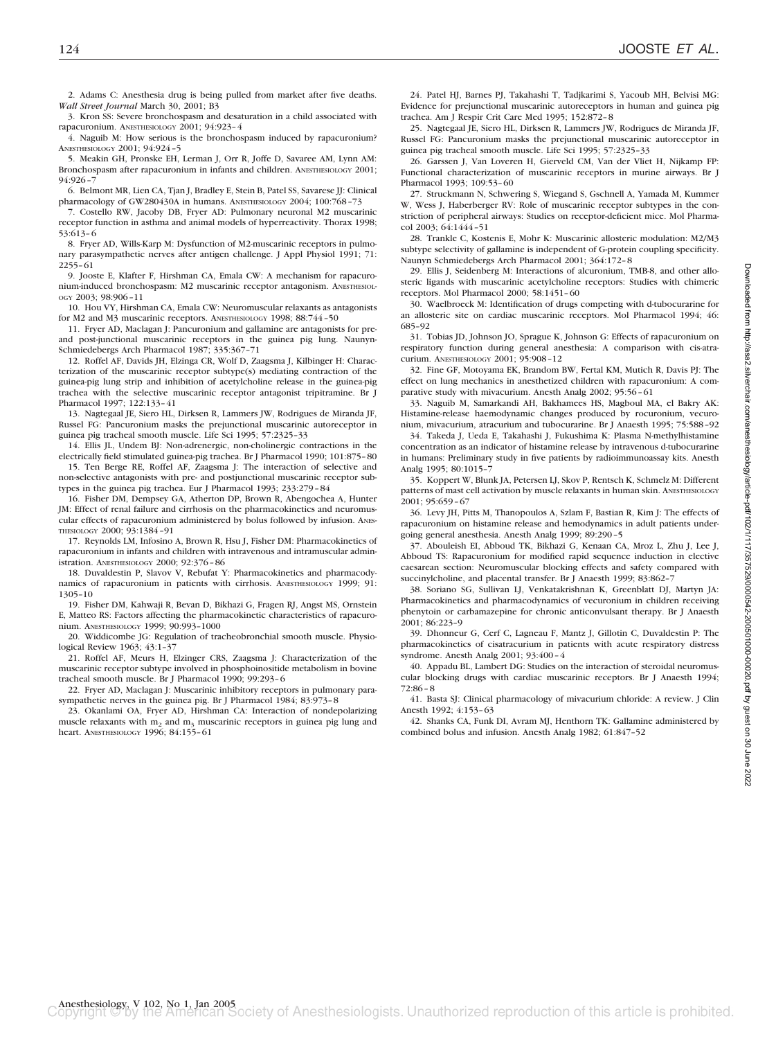2. Adams C: Anesthesia drug is being pulled from market after five deaths. *Wall Street Journal* March 30, 2001; B3

3. Kron SS: Severe bronchospasm and desaturation in a child associated with rapacuronium. ANESTHESIOLOGY 2001; 94:923–4

4. Naguib M: How serious is the bronchospasm induced by rapacuronium? ANESTHESIOLOGY 2001; 94:924–5

5. Meakin GH, Pronske EH, Lerman J, Orr R, Joffe D, Savaree AM, Lynn AM: Bronchospasm after rapacuronium in infants and children. ANESTHESIOLOGY 2001; 94:926–7

6. Belmont MR, Lien CA, Tjan J, Bradley E, Stein B, Patel SS, Savarese JJ: Clinical pharmacology of GW280430A in humans. ANESTHESIOLOGY 2004; 100:768–73

7. Costello RW, Jacoby DB, Fryer AD: Pulmonary neuronal M2 muscarinic receptor function in asthma and animal models of hyperreactivity. Thorax 1998; 53:613–6

8. Fryer AD, Wills-Karp M: Dysfunction of M2-muscarinic receptors in pulmonary parasympathetic nerves after antigen challenge. J Appl Physiol 1991; 71: 2255–61

9. Jooste E, Klafter F, Hirshman CA, Emala CW: A mechanism for rapacuronium-induced bronchospasm: M2 muscarinic receptor antagonism. ANESTHESIOLOGY 2003; 98:906–11

10. Hou VY, Hirshman CA, Emala CW: Neuromuscular relaxants as antagonists for M2 and M3 muscarinic receptors. ANESTHESIOLOGY 1998; 88:744–50

11. Fryer AD, Maclagan J: Pancuronium and gallamine are antagonists for pre- and post-junctional muscarinic receptors in the guinea pig lung. Naunyn-Schmiedebergs Arch Pharmacol 1987; 335:367–71

12. Roffel AF, Davids JH, Elzinga CR, Wolf D, Zaagsma J, Kilbinger H: Characterization of the muscarinic receptor subtype(s) mediating contraction of the guinea-pig lung strip and inhibition of acetylcholine release in the guinea-pig trachea with the selective muscarinic receptor antagonist tripitramine. Br J Pharmacol 1997; 122:133–41

13. Nagtegaal JE, Siero HL, Dirksen R, Lammers JW, Rodrigues de Miranda JF, Russel FG: Pancuronium masks the prejunctional muscarinic autoreceptor in guinea pig tracheal smooth muscle. Life Sci 1995; 57:2325–33

14. Ellis JL, Undem BJ: Non-adrenergic, non-cholinergic contractions in the electrically field stimulated guinea-pig trachea. Br J Pharmacol 1990; 101:875–80

15. Ten Berge RE, Roffel AF, Zaagsma J: The interaction of selective and non-selective antagonists with pre- and postjunctional muscarinic receptor subtypes in the guinea pig trachea. Eur J Pharmacol 1993; 233:279–84

16. Fisher DM, Dempsey GA, Atherton DP, Brown R, Abengochea A, Hunter JM: Effect of renal failure and cirrhosis on the pharmacokinetics and neuromuscular effects of rapacuronium administered by bolus followed by infusion. ANESTHESIOLOGY 2000; 93:1384–91

17. Reynolds LM, Infosino A, Brown R, Hsu J, Fisher DM: Pharmacokinetics of rapacuronium in infants and children with intravenous and intramuscular administration. ANESTHESIOLOGY 2000; 92:376–86

18. Duvaldestin P, Slavov V, Rebufat Y: Pharmacokinetics and pharmacodynamics of rapacuronium in patients with cirrhosis. ANESTHESIOLOGY 1999; 91: 1305–10

19. Fisher DM, Kahwaji R, Bevan D, Bikhazi G, Fragen RJ, Angst MS, Ornstein E, Matteo RS: Factors affecting the pharmacokinetic characteristics of rapacuronium. ANESTHESIOLOGY 1999; 90:993–1000

20. Widdicombe JG: Regulation of tracheobronchial smooth muscle. Physiological Review 1963; 43:1–37

21. Roffel AF, Meurs H, Elzinger CRS, Zaagsma J: Characterization of the muscarinic receptor subtype involved in phosphoinositide metabolism in bovine tracheal smooth muscle. Br J Pharmacol 1990; 99:293–6

22. Fryer AD, Maclagan J: Muscarinic inhibitory receptors in pulmonary parasympathetic nerves in the guinea pig. Br J Pharmacol 1984; 83:973–8

23. Okanlami OA, Fryer AD, Hirshman CA: Interaction of nondepolarizing muscle relaxants with $m_2$ and $m_3$ muscarinic receptors in guinea pig lung and heart. ANESTHESIOLOGY 1996; 84:155–61

24. Patel HJ, Barnes PJ, Takahashi T, Tadjkarimi S, Yacoub MH, Belvisi MG: Evidence for prejunctional muscarinic autoreceptors in human and guinea pig trachea. Am J Respir Crit Care Med 1995; 152:872–8

25. Nagtegaal JE, Siero HL, Dirksen R, Lammers JW, Rodrigues de Miranda JF, Russel FG: Pancuronium masks the prejunctional muscarinic autoreceptor in guinea pig tracheal smooth muscle. Life Sci 1995; 57:2325–33

26. Garssen J, Van Loveren H, Gierveld CM, Van der Vliet H, Nijkamp FP: Functional characterization of muscarinic receptors in murine airways. Br J Pharmacol 1993; 109:53–60

27. Struckmann N, Schwering S, Wiegand S, Gschnell A, Yamada M, Kummer W, Wess J, Haberberger RV: Role of muscarinic receptor subtypes in the constriction of peripheral airways: Studies on receptor-deficient mice. Mol Pharmacol 2003; 64:1444–51

28. Trankle C, Kostenis E, Mohr K: Muscarinic allosteric modulation: M2/M3 subtype selectivity of gallamine is independent of G-protein coupling specificity. Naunyn Schmiedebergs Arch Pharmacol 2001; 364:172–8

29. Ellis J, Seidenberg M: Interactions of alcuronium, TMB-8, and other allosteric ligands with muscarinic acetylcholine receptors: Studies with chimeric receptors. Mol Pharmacol 2000; 58:1451–60

30. Waelbroeck M: Identification of drugs competing with d-tubocurarine for an allosteric site on cardiac muscarinic receptors. Mol Pharmacol 1994; 46: 685–92

31. Tobias JD, Johnson JO, Sprague K, Johnson G: Effects of rapacuronium on respiratory function during general anesthesia: A comparison with cis-atracurium. ANESTHESIOLOGY 2001; 95:908–12

32. Fine GF, Motoyama EK, Brandom BW, Fertal KM, Mutich R, Davis PJ: The effect on lung mechanics in anesthetized children with rapacuronium: A comparative study with mivacurium. Anesth Analg 2002; 95:56–61

33. Naguib M, Samarkandi AH, Bakhamees HS, Magboul MA, el Bakry AK: Histamine-release haemodynamic changes produced by rocuronium, vecuronium, mivacurium, atracurium and tubocurarine. Br J Anaesth 1995; 75:588–92

34. Takeda J, Ueda E, Takahashi J, Fukushima K: Plasma N-methylhistamine concentration as an indicator of histamine release by intravenous d-tubocurarine in humans: Preliminary study in five patients by radioimmunoassay kits. Anesth Analg 1995; 80:1015–7

35. Koppert W, Blunk JA, Petersen LJ, Skov P, Rentsch K, Schmelz M: Different patterns of mast cell activation by muscle relaxants in human skin. ANESTHESIOLOGY 2001; 95:659–67

36. Levy JH, Pitts M, Thanopoulos A, Szlam F, Bastian R, Kim J: The effects of rapacuronium on histamine release and hemodynamics in adult patients undergoing general anesthesia. Anesth Analg 1999; 89:290–5

37. Abouleish EI, Abboud TK, Bikhazi G, Kenaan CA, Mroz L, Zhu J, Lee J, Abboud TS: Rapacuronium for modified rapid sequence induction in elective caesarean section: Neuromuscular blocking effects and safety compared with succinylcholine, and placental transfer. Br J Anaesth 1999; 83:862–7

38. Soriano SG, Sullivan LJ, Venkatakrishnan K, Greenblatt DJ, Martyn JA: Pharmacokinetics and pharmacodynamics of vecuronium in children receiving phenytoin or carbamazepine for chronic anticonvulsant therapy. Br J Anaesth 2001; 86:223–9

39. Dhonneur G, Cerf C, Lagneau F, Mantz J, Gillotin C, Duvaldestin P: The pharmacokinetics of cisatracurium in patients with acute respiratory distress syndrome. Anesth Analg 2001; 93:400–4

40. Appadu BL, Lambert DG: Studies on the interaction of steroidal neuromuscular blocking drugs with cardiac muscarinic receptors. Br J Anaesth 1994; 72:86–8

41. Basta SJ: Clinical pharmacology of mivacurium chloride: A review. J Clin Anesth 1992; 4:153–63

42. Shanks CA, Funk DI, Avram MJ, Henthorn TK: Gallamine administered by combined bolus and infusion. Anesth Analg 1982; 61:847–52